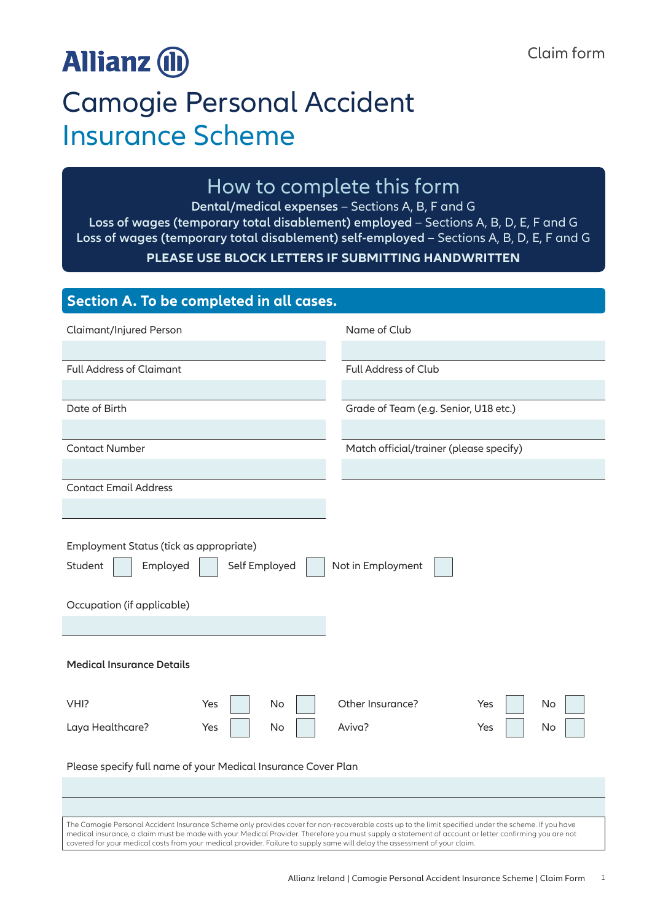Allianz

Claim form

# Camogie Personal Accident Insurance Scheme

## How to complete this form

**Dental/medical expenses** – Sections A, B, F and G

**Loss of wages (temporary total disablement) employed** – Sections A, B, D, E, F and G

**Loss of wages (temporary total disablement) self-employed** – Sections A, B, D, E, F and G

**PLEASE USE BLOCK LETTERS IF SUBMITTING HANDWRITTEN**

## Section A. To be completed in all cases.

Claimant/Injured Person

Full Address of Claimant

Date of Birth

Contact Number

Contact Email Address

Name of Club

Full Address of Club

Grade of Team (e.g. Senior, U18 etc.)

Match official/trainer (please specify)

Employment Status (tick as appropriate)

Student ☐ Employed ☐ Self Employed ☐ Not in Employment ☐

Occupation (if applicable)

**Medical Insurance Details**

| | | | | |
|---|---|---|---|---|
| VHI? | Yes ☐ | No ☐ | | |
| Laya Healthcare? | Yes ☐ | No ☐ | | |
| Other Insurance? | Yes ☐ | No ☐ | | |
| Aviva? | Yes ☐ | No ☐ | | |

Please specify full name of your Medical Insurance Cover Plan

The Camogie Personal Accident Insurance Scheme only provides cover for non-recoverable costs up to the limit specified under the scheme. If you have medical insurance, a claim must be made with your Medical Provider. Therefore you must supply a statement of account or letter confirming you are not covered for your medical costs from your medical provider. Failure to supply same will delay the assessment of your claim.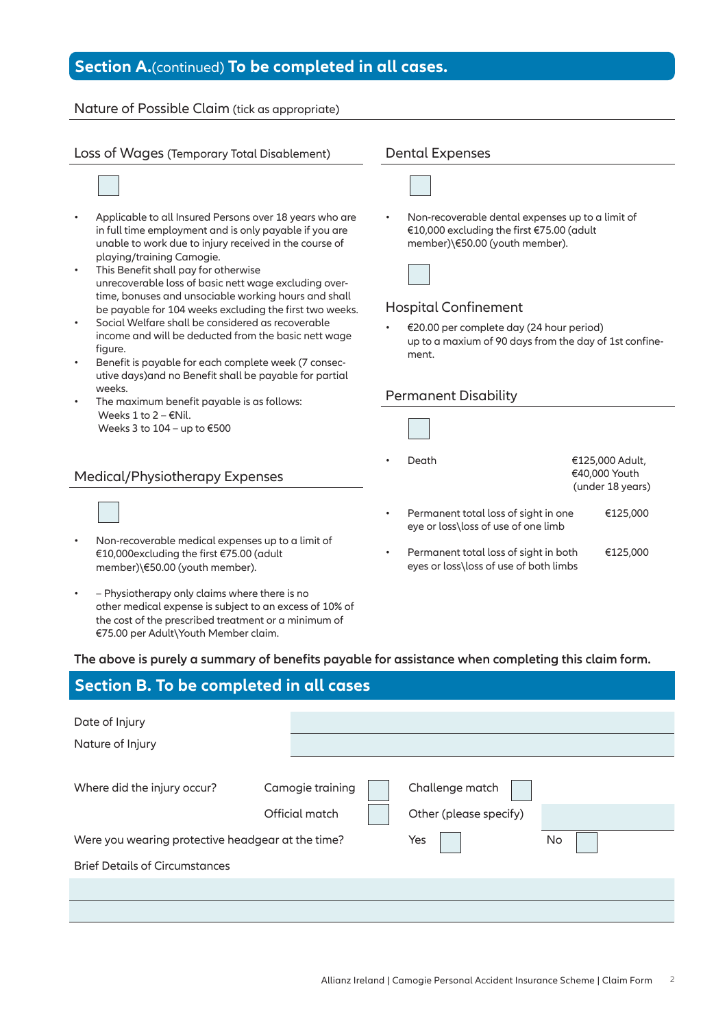## Section A.(continued) To be completed in all cases.

### Nature of Possible Claim (tick as appropriate)

### Loss of Wages (Temporary Total Disablement)

☐

- Applicable to all Insured Persons over 18 years who are in full time employment and is only payable if you are unable to work due to injury received in the course of playing/training Camogie.
- This Benefit shall pay for otherwise unrecoverable loss of basic nett wage excluding over-time, bonuses and unsociable working hours and shall be payable for 104 weeks excluding the first two weeks.
- Social Welfare shall be considered as recoverable income and will be deducted from the basic nett wage figure.
- Benefit is payable for each complete week (7 consec-utive days)and no Benefit shall be payable for partial weeks.
- The maximum benefit payable is as follows:
  Weeks 1 to 2 – €Nil.
  Weeks 3 to 104 – up to €500

### Medical/Physiotherapy Expenses

☐

- Non-recoverable medical expenses up to a limit of €10,000excluding the first €75.00 (adult member)\€50.00 (youth member).
- – Physiotherapy only claims where there is no other medical expense is subject to an excess of 10% of the cost of the prescribed treatment or a minimum of €75.00 per Adult\Youth Member claim.

### Dental Expenses

☐

- Non-recoverable dental expenses up to a limit of €10,000 excluding the first €75.00 (adult member)\€50.00 (youth member).

☐

### Hospital Confinement

- €20.00 per complete day (24 hour period) up to a maxium of 90 days from the day of 1st confine-ment.

### Permanent Disability

☐

| | |
|---|---|
| • Death | €125,000 Adult, €40,000 Youth (under 18 years) |
| • Permanent total loss of sight in one eye or loss\loss of use of one limb | €125,000 |
| • Permanent total loss of sight in both eyes or loss\loss of use of both limbs | €125,000 |

**The above is purely a summary of benefits payable for assistance when completing this claim form.**

## Section B. To be completed in all cases

Date of Injury: ____________________

Nature of Injury: ____________________

Where did the injury occur? Camogie training ☐ Challenge match ☐ Official match ☐ Other (please specify) ____________________

Were you wearing protective headgear at the time? Yes ☐ No ☐

Brief Details of Circumstances

____________________

____________________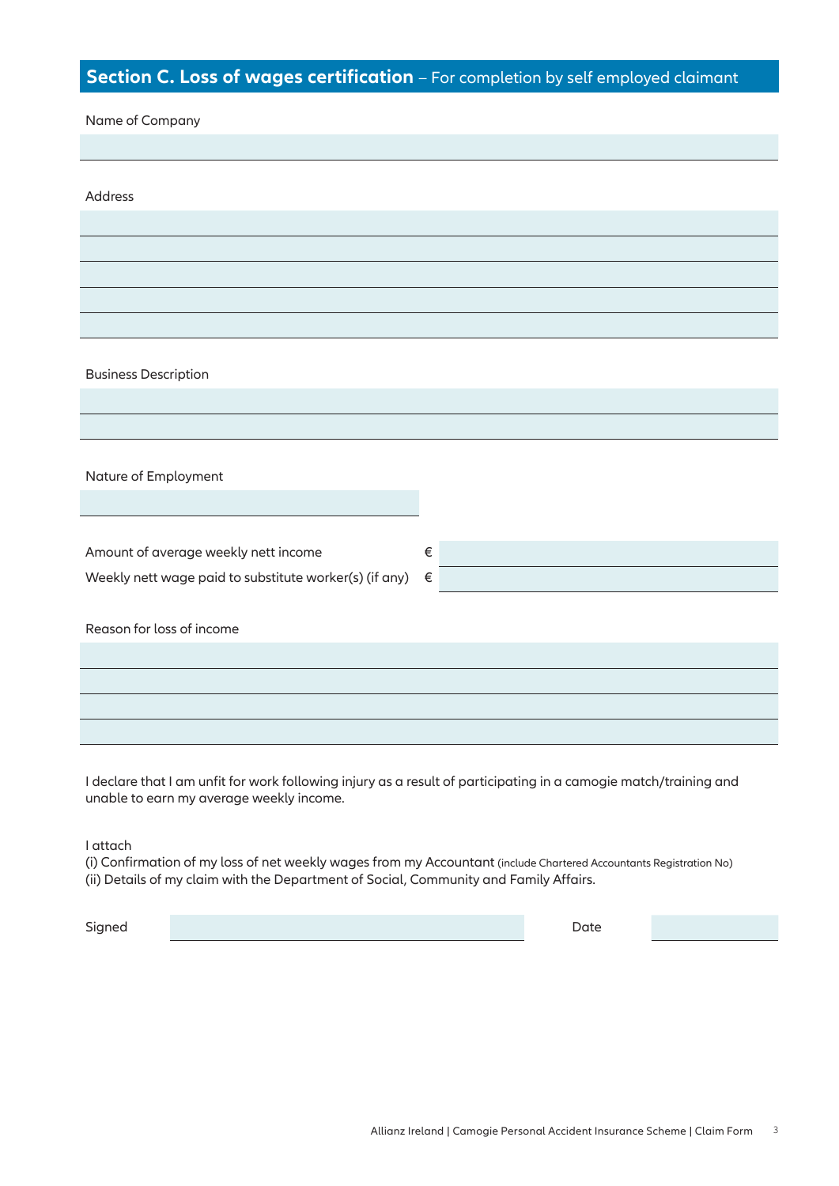## **Section C. Loss of wages certification** – For completion by self employed claimant

Name of Company

Address

Business Description

Nature of Employment

Amount of average weekly nett income €

Weekly nett wage paid to substitute worker(s) (if any) €

Reason for loss of income

I declare that I am unfit for work following injury as a result of participating in a camogie match/training and unable to earn my average weekly income.

I attach
(i) Confirmation of my loss of net weekly wages from my Accountant (include Chartered Accountants Registration No)
(ii) Details of my claim with the Department of Social, Community and Family Affairs.

Signed Date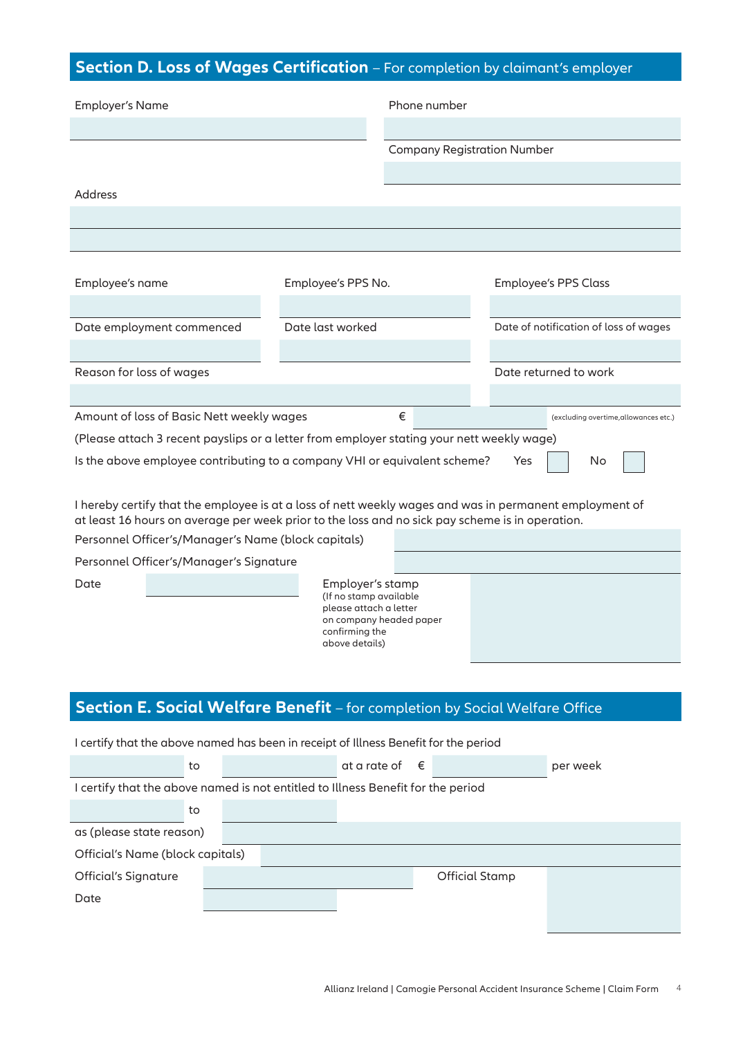## Section D. Loss of Wages Certification – For completion by claimant's employer

Employer's Name

Phone number

Company Registration Number

Address

| Employee's name | Employee's PPS No. | Employee's PPS Class |
|---|---|---|
| | | |
| Date employment commenced | Date last worked | Date of notification of loss of wages |
| | | |
| Reason for loss of wages | | Date returned to work |
| | | |

Amount of loss of Basic Nett weekly wages € (excluding overtime,allowances etc.)

(Please attach 3 recent payslips or a letter from employer stating your nett weekly wage)

Is the above employee contributing to a company VHI or equivalent scheme? Yes ☐ No ☐

I hereby certify that the employee is at a loss of nett weekly wages and was in permanent employment of at least 16 hours on average per week prior to the loss and no sick pay scheme is in operation.

Personnel Officer's/Manager's Name (block capitals)

Personnel Officer's/Manager's Signature

Date

Employer's stamp
(If no stamp available please attach a letter on company headed paper confirming the above details)

## Section E. Social Welfare Benefit – for completion by Social Welfare Office

I certify that the above named has been in receipt of Illness Benefit for the period

_______ to _______ at a rate of € _______ per week

I certify that the above named is not entitled to Illness Benefit for the period

_______ to _______

as (please state reason)

Official's Name (block capitals)

Official's Signature

Official Stamp

Date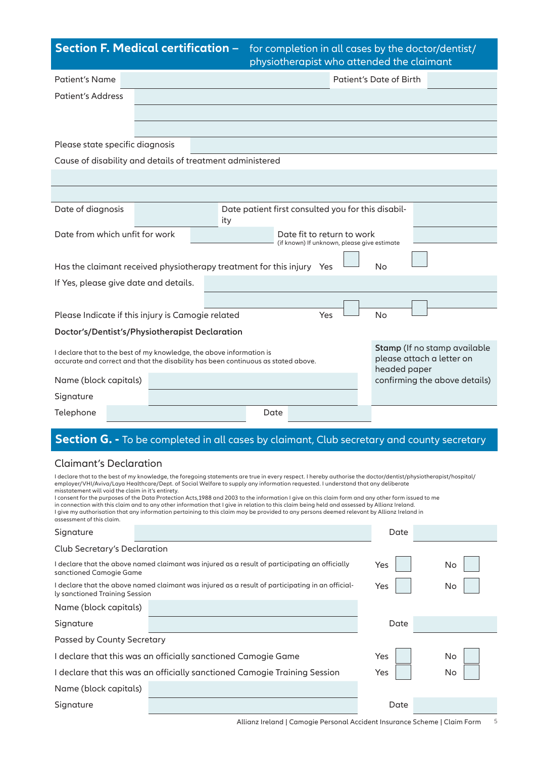## Section F. Medical certification – for completion in all cases by the doctor/dentist/physiotherapist who attended the claimant

Patient's Name ______ Patient's Date of Birth ______

Patient's Address ______

Please state specific diagnosis ______

Cause of disability and details of treatment administered

______

Date of diagnosis ______ Date patient first consulted you for this disability ______

Date from which unfit for work ______ Date fit to return to work (if known) If unknown, please give estimate ______

Has the claimant received physiotherapy treatment for this injury Yes ☐ No ☐

If Yes, please give date and details. ______

Please Indicate if this injury is Camogie related Yes ☐ No ☐

**Doctor's/Dentist's/Physiotherapist Declaration**

I declare that to the best of my knowledge, the above information is accurate and correct and that the disability has been continuous as stated above.

**Stamp** (If no stamp available please attach a letter on headed paper confirming the above details)

Name (block capitals) ______

Signature ______

Telephone ______ Date ______

## Section G. - To be completed in all cases by claimant, Club secretary and county secretary

### Claimant's Declaration

I declare that to the best of my knowledge, the foregoing statements are true in every respect. I hereby authorise the doctor/dentist/physiotherapist/hospital/employer/VHI/Aviva/Laya Healthcare/Dept. of Social Welfare to supply any information requested. I understand that any deliberate misstatement will void the claim in it's entirety.
I consent for the purposes of the Data Protection Acts,1988 and 2003 to the information I give on this claim form and any other form issued to me in connection with this claim and to any other information that I give in relation to this claim being held and assessed by Allianz Ireland.
I give my authorisation that any information pertaining to this claim may be provided to any persons deemed relevant by Allianz Ireland in assessment of this claim.

Signature ______ Date ______

### Club Secretary's Declaration

I declare that the above named claimant was injured as a result of participating an officially sanctioned Camogie Game Yes ☐ No ☐

I declare that the above named claimant was injured as a result of participating in an officially sanctioned Training Session Yes ☐ No ☐

Name (block capitals) ______

Signature ______ Date ______

### Passed by County Secretary

I declare that this was an officially sanctioned Camogie Game Yes ☐ No ☐

I declare that this was an officially sanctioned Camogie Training Session Yes ☐ No ☐

Name (block capitals) ______

Signature ______ Date ______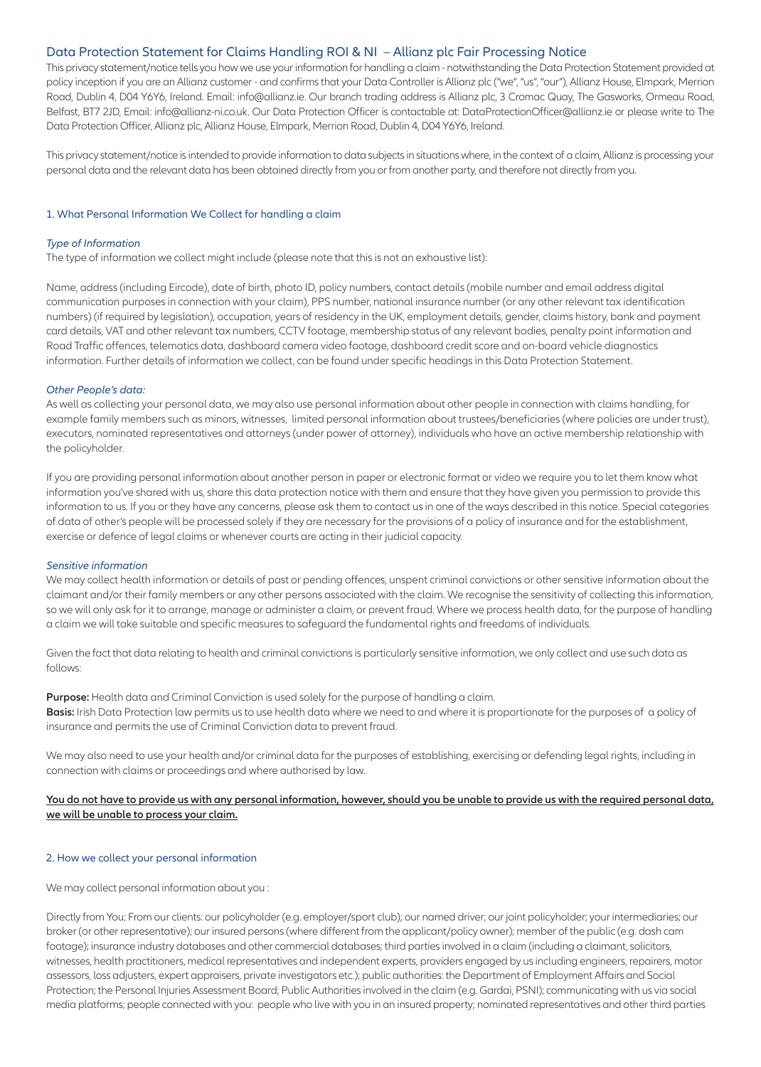## Data Protection Statement for Claims Handling ROI & NI – Allianz plc Fair Processing Notice

This privacy statement/notice tells you how we use your information for handling a claim - notwithstanding the Data Protection Statement provided at policy inception if you are an Allianz customer - and confirms that your Data Controller is Allianz plc ("we", "us", "our"), Allianz House, Elmpark, Merrion Road, Dublin 4, D04 Y6Y6, Ireland. Email: info@allianz.ie. Our branch trading address is Allianz plc, 3 Cromac Quay, The Gasworks, Ormeau Road, Belfast, BT7 2JD, Email: info@allianz-ni.co.uk. Our Data Protection Officer is contactable at: DataProtectionOfficer@allianz.ie or please write to The Data Protection Officer, Allianz plc, Allianz House, Elmpark, Merrion Road, Dublin 4, D04 Y6Y6, Ireland.

This privacy statement/notice is intended to provide information to data subjects in situations where, in the context of a claim, Allianz is processing your personal data and the relevant data has been obtained directly from you or from another party, and therefore not directly from you.

### 1. What Personal Information We Collect for handling a claim

*Type of Information*

The type of information we collect might include (please note that this is not an exhaustive list):

Name, address (including Eircode), date of birth, photo ID, policy numbers, contact details (mobile number and email address digital communication purposes in connection with your claim), PPS number, national insurance number (or any other relevant tax identification numbers) (if required by legislation), occupation, years of residency in the UK, employment details, gender, claims history, bank and payment card details, VAT and other relevant tax numbers, CCTV footage, membership status of any relevant bodies, penalty point information and Road Traffic offences, telematics data, dashboard camera video footage, dashboard credit score and on-board vehicle diagnostics information. Further details of information we collect, can be found under specific headings in this Data Protection Statement.

*Other People's data:*

As well as collecting your personal data, we may also use personal information about other people in connection with claims handling, for example family members such as minors, witnesses, limited personal information about trustees/beneficiaries (where policies are under trust), executors, nominated representatives and attorneys (under power of attorney), individuals who have an active membership relationship with the policyholder.

If you are providing personal information about another person in paper or electronic format or video we require you to let them know what information you've shared with us, share this data protection notice with them and ensure that they have given you permission to provide this information to us. If you or they have any concerns, please ask them to contact us in one of the ways described in this notice. Special categories of data of other's people will be processed solely if they are necessary for the provisions of a policy of insurance and for the establishment, exercise or defence of legal claims or whenever courts are acting in their judicial capacity.

*Sensitive information*

We may collect health information or details of past or pending offences, unspent criminal convictions or other sensitive information about the claimant and/or their family members or any other persons associated with the claim. We recognise the sensitivity of collecting this information, so we will only ask for it to arrange, manage or administer a claim, or prevent fraud. Where we process health data, for the purpose of handling a claim we will take suitable and specific measures to safeguard the fundamental rights and freedoms of individuals.

Given the fact that data relating to health and criminal convictions is particularly sensitive information, we only collect and use such data as follows:

**Purpose:** Health data and Criminal Conviction is used solely for the purpose of handling a claim.
**Basis:** Irish Data Protection law permits us to use health data where we need to and where it is proportionate for the purposes of a policy of insurance and permits the use of Criminal Conviction data to prevent fraud.

We may also need to use your health and/or criminal data for the purposes of establishing, exercising or defending legal rights, including in connection with claims or proceedings and where authorised by law.

**<u>You do not have to provide us with any personal information, however, should you be unable to provide us with the required personal data, we will be unable to process your claim.</u>**

### 2. How we collect your personal information

We may collect personal information about you :

Directly from You; From our clients: our policyholder (e.g. employer/sport club); our named driver; our joint policyholder; your intermediaries; our broker (or other representative); our insured persons (where different from the applicant/policy owner); member of the public (e.g. dash cam footage); insurance industry databases and other commercial databases; third parties involved in a claim (including a claimant, solicitors, witnesses, health practitioners, medical representatives and independent experts, providers engaged by us including engineers, repairers, motor assessors, loss adjusters, expert appraisers, private investigators etc.); public authorities: the Department of Employment Affairs and Social Protection; the Personal Injuries Assessment Board; Public Authorities involved in the claim (e.g. Gardai, PSNI); communicating with us via social media platforms; people connected with you: people who live with you in an insured property; nominated representatives and other third parties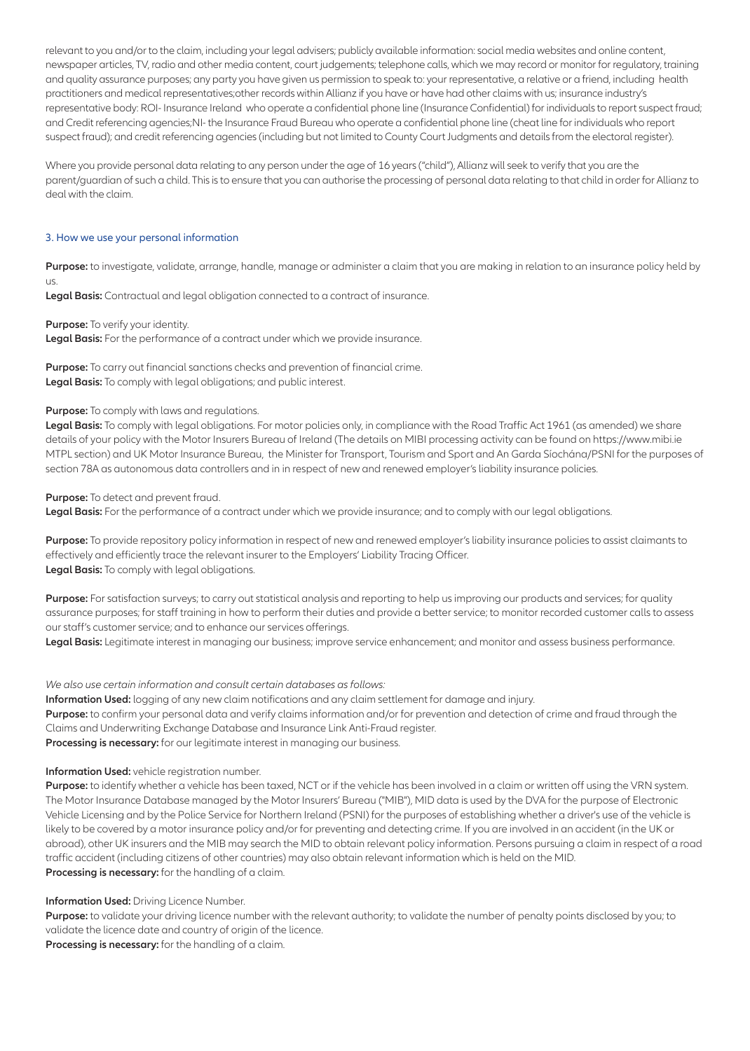relevant to you and/or to the claim, including your legal advisers; publicly available information: social media websites and online content, newspaper articles, TV, radio and other media content, court judgements; telephone calls, which we may record or monitor for regulatory, training and quality assurance purposes; any party you have given us permission to speak to: your representative, a relative or a friend, including health practitioners and medical representatives;other records within Allianz if you have or have had other claims with us; insurance industry's representative body: ROI- Insurance Ireland who operate a confidential phone line (Insurance Confidential) for individuals to report suspect fraud; and Credit referencing agencies;NI- the Insurance Fraud Bureau who operate a confidential phone line (cheat line for individuals who report suspect fraud); and credit referencing agencies (including but not limited to County Court Judgments and details from the electoral register).

Where you provide personal data relating to any person under the age of 16 years ("child"), Allianz will seek to verify that you are the parent/guardian of such a child. This is to ensure that you can authorise the processing of personal data relating to that child in order for Allianz to deal with the claim.

## 3. How we use your personal information

**Purpose:** to investigate, validate, arrange, handle, manage or administer a claim that you are making in relation to an insurance policy held by us.
**Legal Basis:** Contractual and legal obligation connected to a contract of insurance.

**Purpose:** To verify your identity.
**Legal Basis:** For the performance of a contract under which we provide insurance.

**Purpose:** To carry out financial sanctions checks and prevention of financial crime.
**Legal Basis:** To comply with legal obligations; and public interest.

**Purpose:** To comply with laws and regulations.
**Legal Basis:** To comply with legal obligations. For motor policies only, in compliance with the Road Traffic Act 1961 (as amended) we share details of your policy with the Motor Insurers Bureau of Ireland (The details on MIBI processing activity can be found on https://www.mibi.ie MTPL section) and UK Motor Insurance Bureau, the Minister for Transport, Tourism and Sport and An Garda Síochána/PSNI for the purposes of section 78A as autonomous data controllers and in in respect of new and renewed employer's liability insurance policies.

**Purpose:** To detect and prevent fraud.
**Legal Basis:** For the performance of a contract under which we provide insurance; and to comply with our legal obligations.

**Purpose:** To provide repository policy information in respect of new and renewed employer's liability insurance policies to assist claimants to effectively and efficiently trace the relevant insurer to the Employers' Liability Tracing Officer.
**Legal Basis:** To comply with legal obligations.

**Purpose:** For satisfaction surveys; to carry out statistical analysis and reporting to help us improving our products and services; for quality assurance purposes; for staff training in how to perform their duties and provide a better service; to monitor recorded customer calls to assess our staff's customer service; and to enhance our services offerings.
**Legal Basis:** Legitimate interest in managing our business; improve service enhancement; and monitor and assess business performance.

*We also use certain information and consult certain databases as follows:*
**Information Used:** logging of any new claim notifications and any claim settlement for damage and injury.
**Purpose:** to confirm your personal data and verify claims information and/or for prevention and detection of crime and fraud through the Claims and Underwriting Exchange Database and Insurance Link Anti-Fraud register.
**Processing is necessary:** for our legitimate interest in managing our business.

**Information Used:** vehicle registration number.
**Purpose:** to identify whether a vehicle has been taxed, NCT or if the vehicle has been involved in a claim or written off using the VRN system. The Motor Insurance Database managed by the Motor Insurers' Bureau ("MIB"), MID data is used by the DVA for the purpose of Electronic Vehicle Licensing and by the Police Service for Northern Ireland (PSNI) for the purposes of establishing whether a driver's use of the vehicle is likely to be covered by a motor insurance policy and/or for preventing and detecting crime. If you are involved in an accident (in the UK or abroad), other UK insurers and the MIB may search the MID to obtain relevant policy information. Persons pursuing a claim in respect of a road traffic accident (including citizens of other countries) may also obtain relevant information which is held on the MID.
**Processing is necessary:** for the handling of a claim.

**Information Used:** Driving Licence Number.
**Purpose:** to validate your driving licence number with the relevant authority; to validate the number of penalty points disclosed by you; to validate the licence date and country of origin of the licence.
**Processing is necessary:** for the handling of a claim.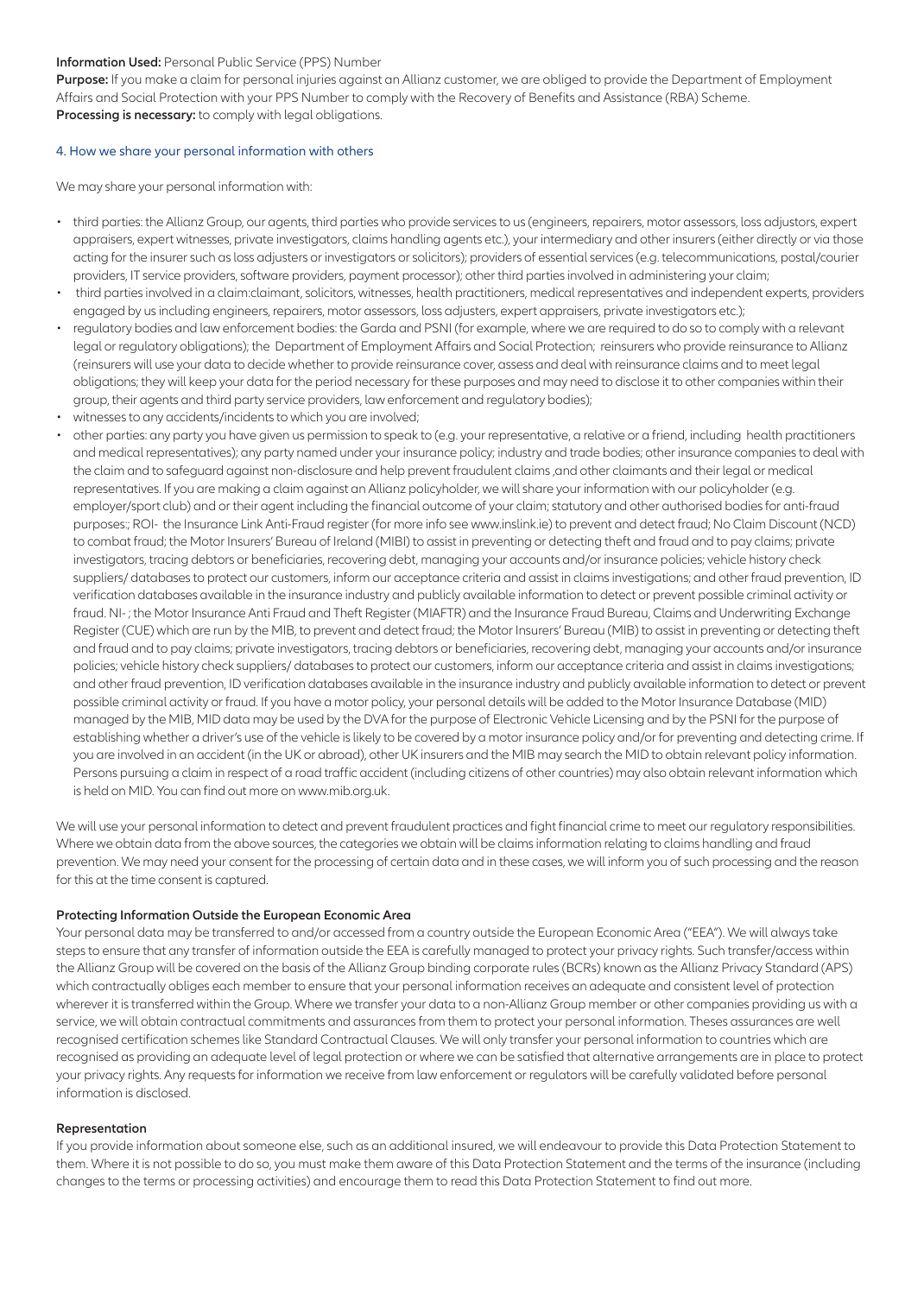**Information Used:** Personal Public Service (PPS) Number
**Purpose:** If you make a claim for personal injuries against an Allianz customer, we are obliged to provide the Department of Employment Affairs and Social Protection with your PPS Number to comply with the Recovery of Benefits and Assistance (RBA) Scheme.
**Processing is necessary:** to comply with legal obligations.

## 4. How we share your personal information with others

We may share your personal information with:

- third parties: the Allianz Group, our agents, third parties who provide services to us (engineers, repairers, motor assessors, loss adjustors, expert appraisers, expert witnesses, private investigators, claims handling agents etc.), your intermediary and other insurers (either directly or via those acting for the insurer such as loss adjusters or investigators or solicitors); providers of essential services (e.g. telecommunications, postal/courier providers, IT service providers, software providers, payment processor); other third parties involved in administering your claim;
- third parties involved in a claim:claimant, solicitors, witnesses, health practitioners, medical representatives and independent experts, providers engaged by us including engineers, repairers, motor assessors, loss adjusters, expert appraisers, private investigators etc.);
- regulatory bodies and law enforcement bodies: the Garda and PSNI (for example, where we are required to do so to comply with a relevant legal or regulatory obligations); the Department of Employment Affairs and Social Protection; reinsurers who provide reinsurance to Allianz (reinsurers will use your data to decide whether to provide reinsurance cover, assess and deal with reinsurance claims and to meet legal obligations; they will keep your data for the period necessary for these purposes and may need to disclose it to other companies within their group, their agents and third party service providers, law enforcement and regulatory bodies);
- witnesses to any accidents/incidents to which you are involved;
- other parties: any party you have given us permission to speak to (e.g. your representative, a relative or a friend, including health practitioners and medical representatives); any party named under your insurance policy; industry and trade bodies; other insurance companies to deal with the claim and to safeguard against non-disclosure and help prevent fraudulent claims ,and other claimants and their legal or medical representatives. If you are making a claim against an Allianz policyholder, we will share your information with our policyholder (e.g. employer/sport club) and or their agent including the financial outcome of your claim; statutory and other authorised bodies for anti-fraud purposes:; ROI- the Insurance Link Anti-Fraud register (for more info see www.inslink.ie) to prevent and detect fraud; No Claim Discount (NCD) to combat fraud; the Motor Insurers' Bureau of Ireland (MIBI) to assist in preventing or detecting theft and fraud and to pay claims; private investigators, tracing debtors or beneficiaries, recovering debt, managing your accounts and/or insurance policies; vehicle history check suppliers/ databases to protect our customers, inform our acceptance criteria and assist in claims investigations; and other fraud prevention, ID verification databases available in the insurance industry and publicly available information to detect or prevent possible criminal activity or fraud. NI- ; the Motor Insurance Anti Fraud and Theft Register (MIAFTR) and the Insurance Fraud Bureau, Claims and Underwriting Exchange Register (CUE) which are run by the MIB, to prevent and detect fraud; the Motor Insurers' Bureau (MIB) to assist in preventing or detecting theft and fraud and to pay claims; private investigators, tracing debtors or beneficiaries, recovering debt, managing your accounts and/or insurance policies; vehicle history check suppliers/ databases to protect our customers, inform our acceptance criteria and assist in claims investigations; and other fraud prevention, ID verification databases available in the insurance industry and publicly available information to detect or prevent possible criminal activity or fraud. If you have a motor policy, your personal details will be added to the Motor Insurance Database (MID) managed by the MIB, MID data may be used by the DVA for the purpose of Electronic Vehicle Licensing and by the PSNI for the purpose of establishing whether a driver's use of the vehicle is likely to be covered by a motor insurance policy and/or for preventing and detecting crime. If you are involved in an accident (in the UK or abroad), other UK insurers and the MIB may search the MID to obtain relevant policy information. Persons pursuing a claim in respect of a road traffic accident (including citizens of other countries) may also obtain relevant information which is held on MID. You can find out more on www.mib.org.uk.

We will use your personal information to detect and prevent fraudulent practices and fight financial crime to meet our regulatory responsibilities. Where we obtain data from the above sources, the categories we obtain will be claims information relating to claims handling and fraud prevention. We may need your consent for the processing of certain data and in these cases, we will inform you of such processing and the reason for this at the time consent is captured.

### Protecting Information Outside the European Economic Area

Your personal data may be transferred to and/or accessed from a country outside the European Economic Area ("EEA"). We will always take steps to ensure that any transfer of information outside the EEA is carefully managed to protect your privacy rights. Such transfer/access within the Allianz Group will be covered on the basis of the Allianz Group binding corporate rules (BCRs) known as the Allianz Privacy Standard (APS) which contractually obliges each member to ensure that your personal information receives an adequate and consistent level of protection wherever it is transferred within the Group. Where we transfer your data to a non-Allianz Group member or other companies providing us with a service, we will obtain contractual commitments and assurances from them to protect your personal information. Theses assurances are well recognised certification schemes like Standard Contractual Clauses. We will only transfer your personal information to countries which are recognised as providing an adequate level of legal protection or where we can be satisfied that alternative arrangements are in place to protect your privacy rights. Any requests for information we receive from law enforcement or regulators will be carefully validated before personal information is disclosed.

### Representation

If you provide information about someone else, such as an additional insured, we will endeavour to provide this Data Protection Statement to them. Where it is not possible to do so, you must make them aware of this Data Protection Statement and the terms of the insurance (including changes to the terms or processing activities) and encourage them to read this Data Protection Statement to find out more.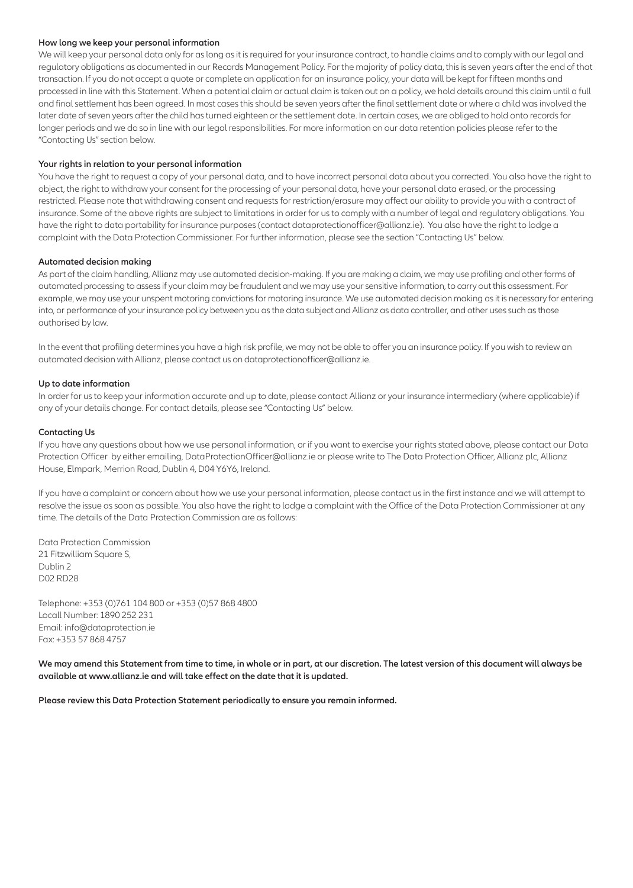### How long we keep your personal information

We will keep your personal data only for as long as it is required for your insurance contract, to handle claims and to comply with our legal and regulatory obligations as documented in our Records Management Policy. For the majority of policy data, this is seven years after the end of that transaction. If you do not accept a quote or complete an application for an insurance policy, your data will be kept for fifteen months and processed in line with this Statement. When a potential claim or actual claim is taken out on a policy, we hold details around this claim until a full and final settlement has been agreed. In most cases this should be seven years after the final settlement date or where a child was involved the later date of seven years after the child has turned eighteen or the settlement date. In certain cases, we are obliged to hold onto records for longer periods and we do so in line with our legal responsibilities. For more information on our data retention policies please refer to the "Contacting Us" section below.

### Your rights in relation to your personal information

You have the right to request a copy of your personal data, and to have incorrect personal data about you corrected. You also have the right to object, the right to withdraw your consent for the processing of your personal data, have your personal data erased, or the processing restricted. Please note that withdrawing consent and requests for restriction/erasure may affect our ability to provide you with a contract of insurance. Some of the above rights are subject to limitations in order for us to comply with a number of legal and regulatory obligations. You have the right to data portability for insurance purposes (contact dataprotectionofficer@allianz.ie). You also have the right to lodge a complaint with the Data Protection Commissioner. For further information, please see the section "Contacting Us" below.

### Automated decision making

As part of the claim handling, Allianz may use automated decision-making. If you are making a claim, we may use profiling and other forms of automated processing to assess if your claim may be fraudulent and we may use your sensitive information, to carry out this assessment. For example, we may use your unspent motoring convictions for motoring insurance. We use automated decision making as it is necessary for entering into, or performance of your insurance policy between you as the data subject and Allianz as data controller, and other uses such as those authorised by law.

In the event that profiling determines you have a high risk profile, we may not be able to offer you an insurance policy. If you wish to review an automated decision with Allianz, please contact us on dataprotectionofficer@allianz.ie.

### Up to date information

In order for us to keep your information accurate and up to date, please contact Allianz or your insurance intermediary (where applicable) if any of your details change. For contact details, please see "Contacting Us" below.

### Contacting Us

If you have any questions about how we use personal information, or if you want to exercise your rights stated above, please contact our Data Protection Officer by either emailing, DataProtectionOfficer@allianz.ie or please write to The Data Protection Officer, Allianz plc, Allianz House, Elmpark, Merrion Road, Dublin 4, D04 Y6Y6, Ireland.

If you have a complaint or concern about how we use your personal information, please contact us in the first instance and we will attempt to resolve the issue as soon as possible. You also have the right to lodge a complaint with the Office of the Data Protection Commissioner at any time. The details of the Data Protection Commission are as follows:

Data Protection Commission
21 Fitzwilliam Square S,
Dublin 2
D02 RD28

Telephone: +353 (0)761 104 800 or +353 (0)57 868 4800
Locall Number: 1890 252 231
Email: info@dataprotection.ie
Fax: +353 57 868 4757

**We may amend this Statement from time to time, in whole or in part, at our discretion. The latest version of this document will always be available at www.allianz.ie and will take effect on the date that it is updated.**

**Please review this Data Protection Statement periodically to ensure you remain informed.**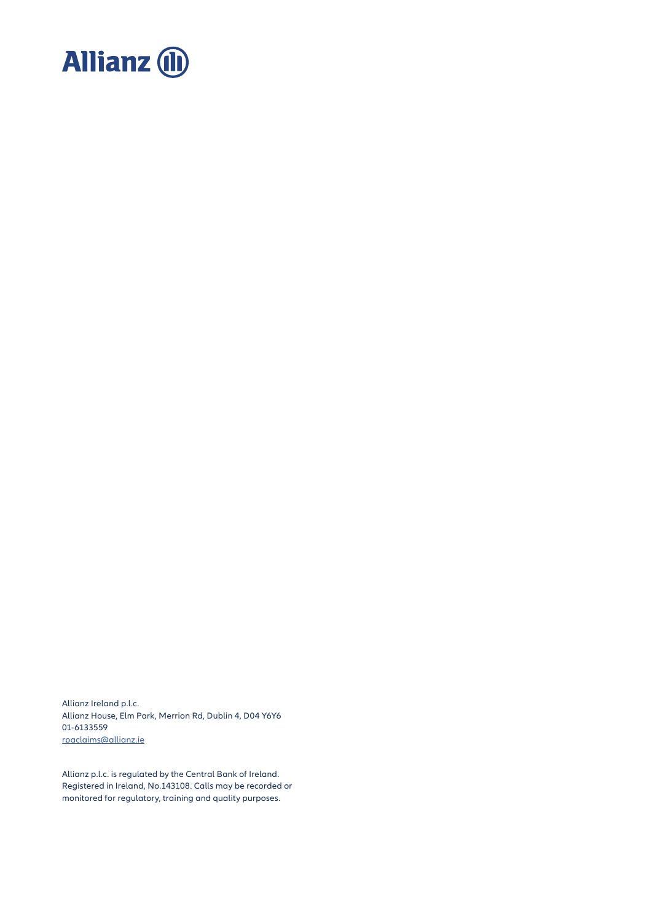Allianz

Allianz Ireland p.l.c.
Allianz House, Elm Park, Merrion Rd, Dublin 4, D04 Y6Y6
01-6133559
rpaclaims@allianz.ie

Allianz p.l.c. is regulated by the Central Bank of Ireland.
Registered in Ireland, No.143108. Calls may be recorded or monitored for regulatory, training and quality purposes.